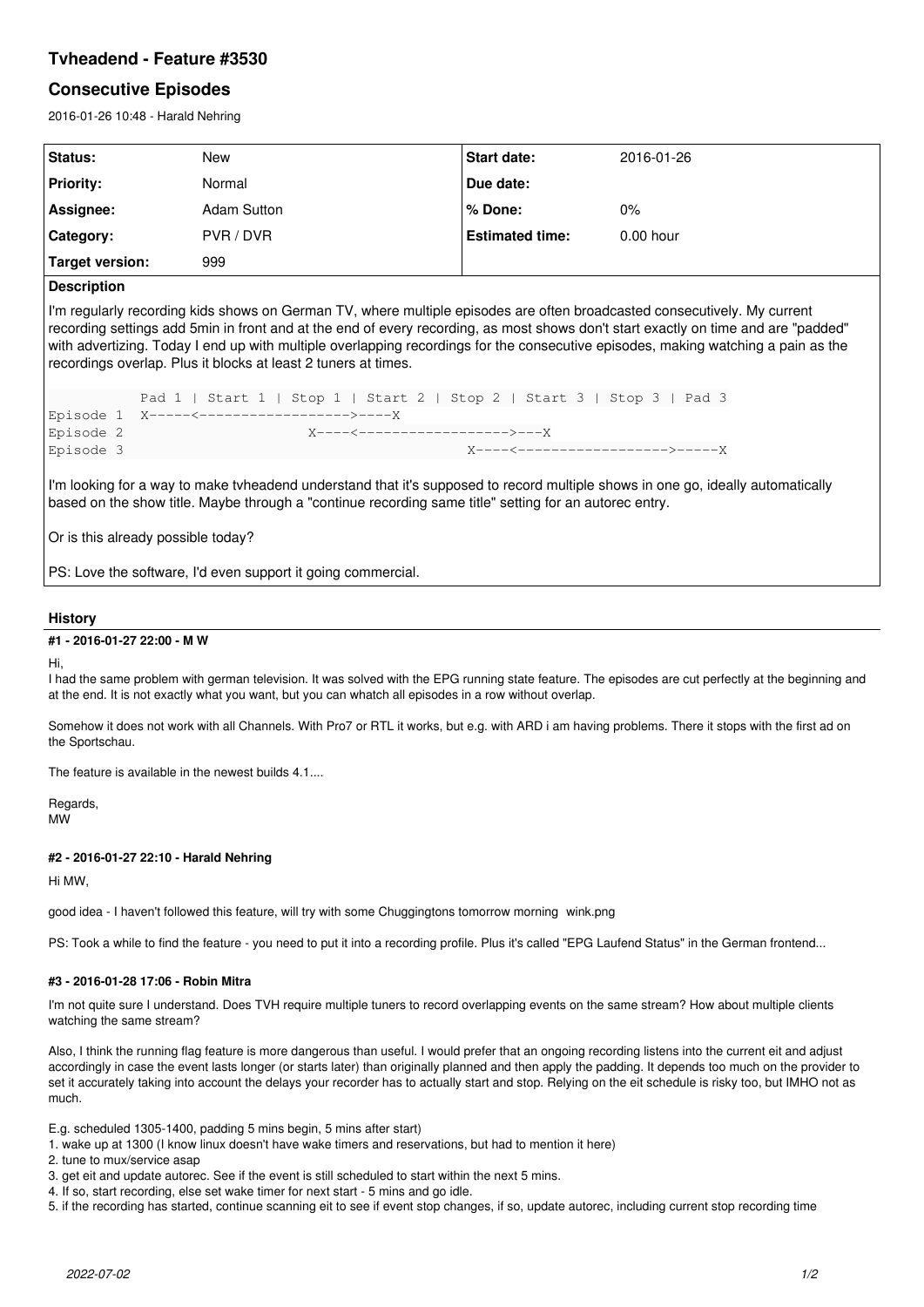# Tvheadend - Feature #3530

## Consecutive Episodes

2016-01-26 10:48 - Harald Nehring

| Status: | New | Start date: | 2016-01-26 |
| --- | --- | --- | --- |
| Priority: | Normal | Due date: | |
| Assignee: | Adam Sutton | % Done: | 0% |
| Category: | PVR / DVR | Estimated time: | 0.00 hour |
| Target version: | 999 | | |

### Description

I'm regularly recording kids shows on German TV, where multiple episodes are often broadcasted consecutively. My current recording settings add 5min in front and at the end of every recording, as most shows don't start exactly on time and are "padded" with advertizing. Today I end up with multiple overlapping recordings for the consecutive episodes, making watching a pain as the recordings overlap. Plus it blocks at least 2 tuners at times.

```
          Pad 1 | Start 1 | Stop 1 | Start 2 | Stop 2 | Start 3 | Stop 3 | Pad 3
Episode 1  X-----<------------------>----X
Episode 2                    X----<------------------>---X
Episode 3                                      X----<------------------>-----X
```

I'm looking for a way to make tvheadend understand that it's supposed to record multiple shows in one go, ideally automatically based on the show title. Maybe through a "continue recording same title" setting for an autorec entry.

Or is this already possible today?

PS: Love the software, I'd even support it going commercial.

### History

#### #1 - 2016-01-27 22:00 - M W

Hi,

I had the same problem with german television. It was solved with the EPG running state feature. The episodes are cut perfectly at the beginning and at the end. It is not exactly what you want, but you can whatch all episodes in a row without overlap.

Somehow it does not work with all Channels. With Pro7 or RTL it works, but e.g. with ARD i am having problems. There it stops with the first ad on the Sportschau.

The feature is available in the newest builds 4.1....

Regards,
MW

#### #2 - 2016-01-27 22:10 - Harald Nehring

Hi MW,

good idea - I haven't followed this feature, will try with some Chuggingtons tomorrow morning wink.png

PS: Took a while to find the feature - you need to put it into a recording profile. Plus it's called "EPG Laufend Status" in the German frontend...

#### #3 - 2016-01-28 17:06 - Robin Mitra

I'm not quite sure I understand. Does TVH require multiple tuners to record overlapping events on the same stream? How about multiple clients watching the same stream?

Also, I think the running flag feature is more dangerous than useful. I would prefer that an ongoing recording listens into the current eit and adjust accordingly in case the event lasts longer (or starts later) than originally planned and then apply the padding. It depends too much on the provider to set it accurately taking into account the delays your recorder has to actually start and stop. Relying on the eit schedule is risky too, but IMHO not as much.

E.g. scheduled 1305-1400, padding 5 mins begin, 5 mins after start)
1. wake up at 1300 (I know linux doesn't have wake timers and reservations, but had to mention it here)
2. tune to mux/service asap
3. get eit and update autorec. See if the event is still scheduled to start within the next 5 mins.
4. If so, start recording, else set wake timer for next start - 5 mins and go idle.
5. if the recording has started, continue scanning eit to see if event stop changes, if so, update autorec, including current stop recording time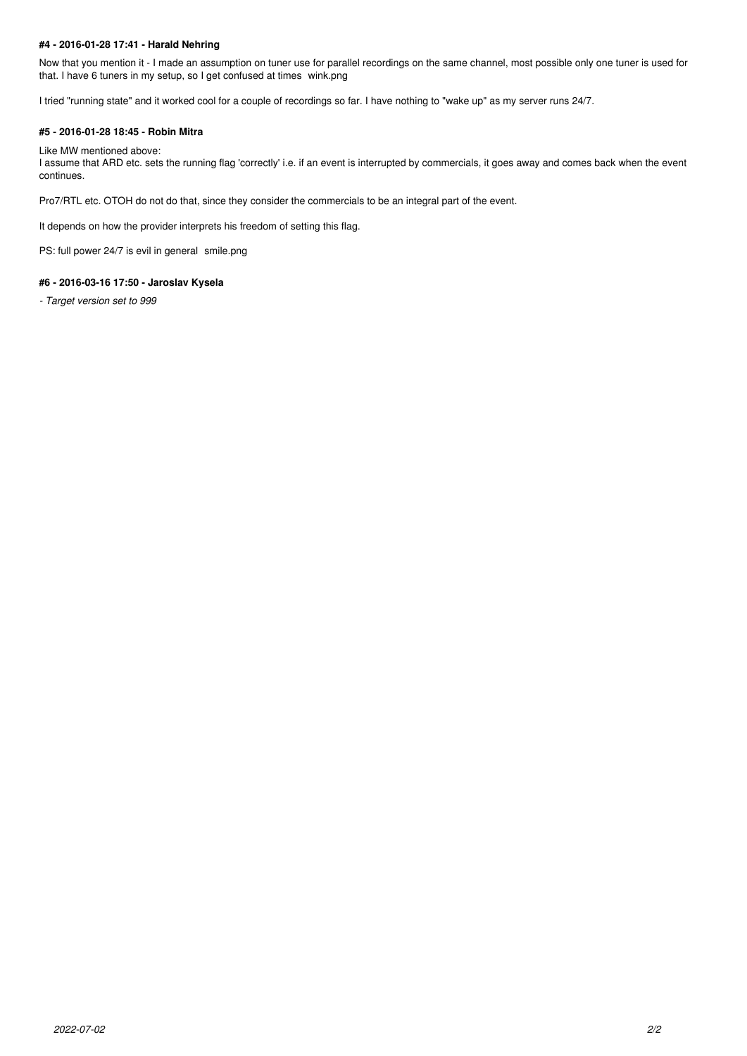#### #4 - 2016-01-28 17:41 - Harald Nehring

Now that you mention it - I made an assumption on tuner use for parallel recordings on the same channel, most possible only one tuner is used for that. I have 6 tuners in my setup, so I get confused at times wink.png

I tried "running state" and it worked cool for a couple of recordings so far. I have nothing to "wake up" as my server runs 24/7.

#### #5 - 2016-01-28 18:45 - Robin Mitra

Like MW mentioned above:
I assume that ARD etc. sets the running flag 'correctly' i.e. if an event is interrupted by commercials, it goes away and comes back when the event continues.

Pro7/RTL etc. OTOH do not do that, since they consider the commercials to be an integral part of the event.

It depends on how the provider interprets his freedom of setting this flag.

PS: full power 24/7 is evil in general smile.png

#### #6 - 2016-03-16 17:50 - Jaroslav Kysela

*- Target version set to 999*